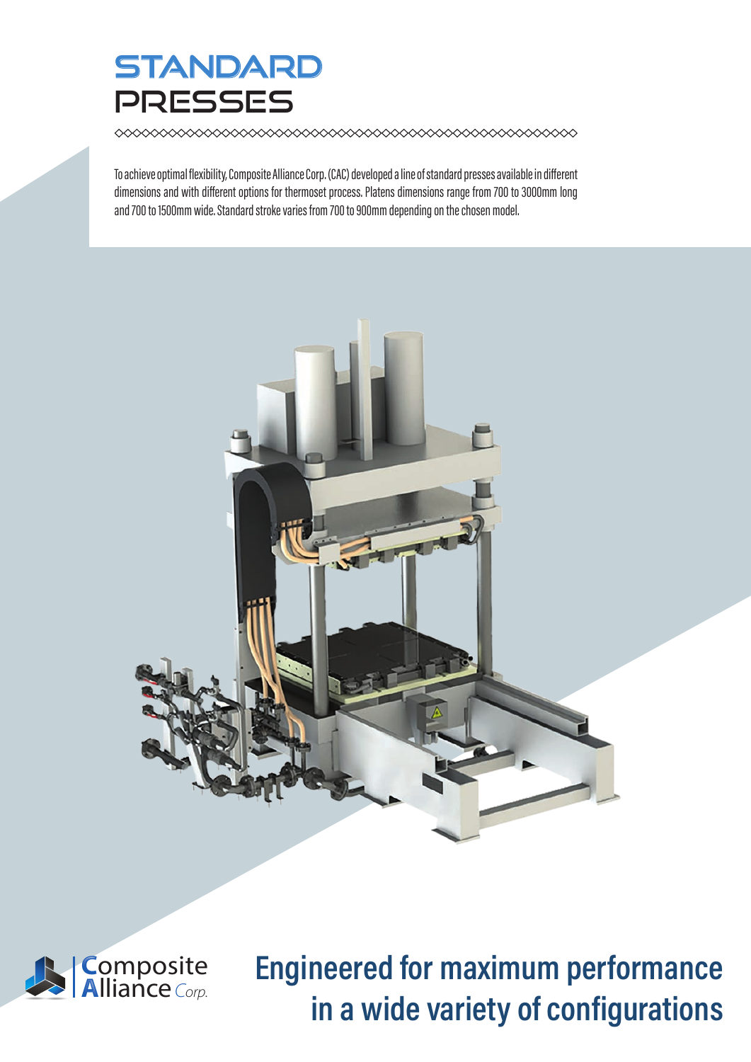# STANDARD PRESSES

To achieve optimal flexibility, Composite Alliance Corp. (CAC) developed a line of standard presses available in different dimensions and with different options for thermoset process. Platens dimensions range from 700 to 3000mm long and 700 to 1500mm wide. Standard stroke varies from 700 to 900mm depending on the chosen model.

Composite Alliance Corp.

## Engineered for maximum performance in a wide variety of configurations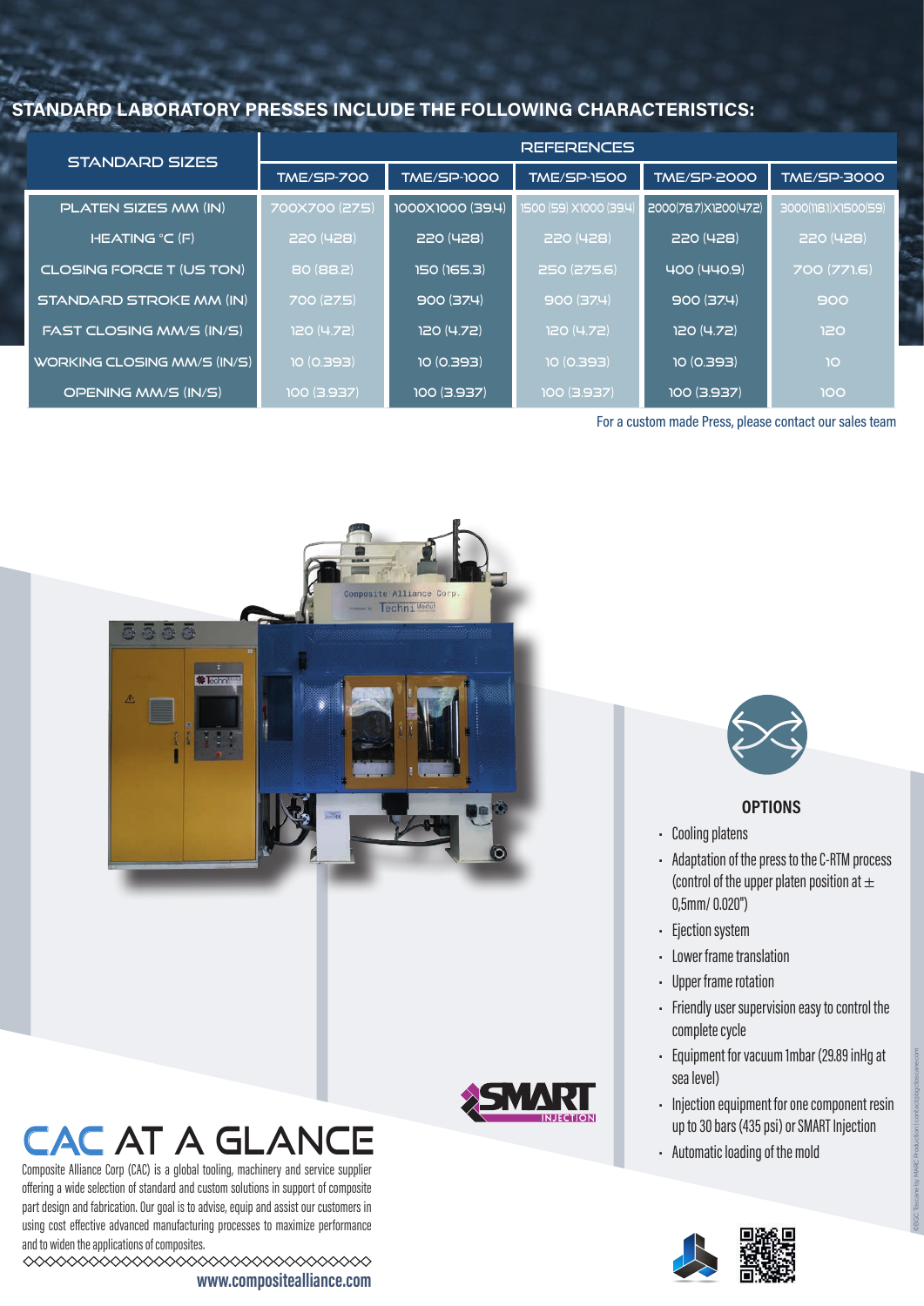## STANDARD LABORATORY PRESSES INCLUDE THE FOLLOWING CHARACTERISTICS:

| STANDARD SIZES | REFERENCES | | | | |
|---|---|---|---|---|---|
| | TME/SP-700 | TME/SP-1000 | TME/SP-1500 | TME/SP-2000 | TME/SP-3000 |
| PLATEN SIZES MM (IN) | 700X700 (27.5) | 1000X1000 (39.4) | 1500 (59) X1000 (39.4) | 2000(78.7)X1200(47.2) | 3000(118.1)X1500(59) |
| HEATING °C (F) | 220 (428) | 220 (428) | 220 (428) | 220 (428) | 220 (428) |
| CLOSING FORCE T (US TON) | 80 (88.2) | 150 (165.3) | 250 (275.6) | 400 (440.9) | 700 (771.6) |
| STANDARD STROKE MM (IN) | 700 (27.5) | 900 (37.4) | 900 (37.4) | 900 (37.4) | 900 |
| FAST CLOSING MM/S (IN/S) | 120 (4.72) | 120 (4.72) | 120 (4.72) | 120 (4.72) | 120 |
| WORKING CLOSING MM/S (IN/S) | 10 (0.393) | 10 (0.393) | 10 (0.393) | 10 (0.393) | 10 |
| OPENING MM/S (IN/S) | 100 (3.937) | 100 (3.937) | 100 (3.937) | 100 (3.937) | 100 |

For a custom made Press, please contact our sales team

### OPTIONS

- Cooling platens
- Adaptation of the press to the C-RTM process (control of the upper platen position at ± 0,5mm/ 0.020")
- Ejection system
- Lower frame translation
- Upper frame rotation
- Friendly user supervision easy to control the complete cycle
- Equipment for vacuum 1mbar (29.89 inHg at sea level)
- Injection equipment for one component resin up to 30 bars (435 psi) or SMART Injection
- Automatic loading of the mold

SMART INJECTION

# CAC AT A GLANCE

Composite Alliance Corp (CAC) is a global tooling, machinery and service supplier offering a wide selection of standard and custom solutions in support of composite part design and fabrication. Our goal is to advise, equip and assist our customers in using cost effective advanced manufacturing processes to maximize performance and to widen the applications of composites.

**www.compositealliance.com**